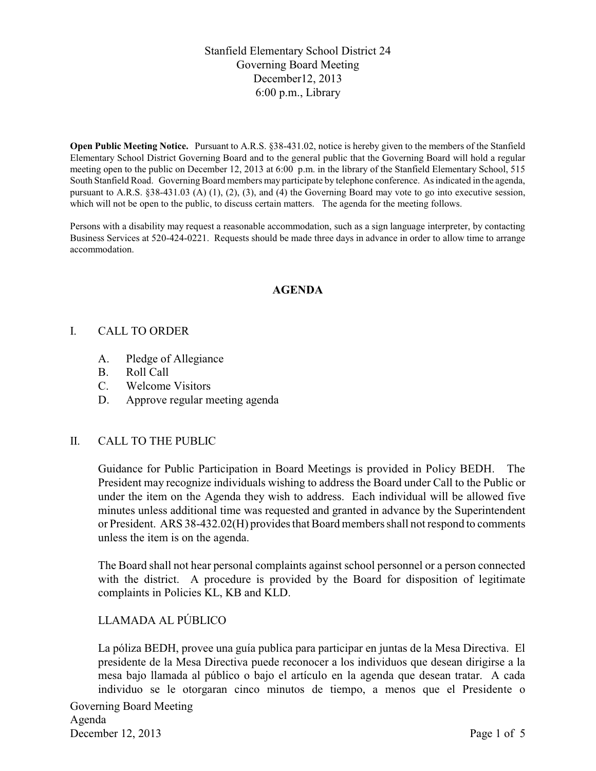# Stanfield Elementary School District 24
## Governing Board Meeting
## December12, 2013
## 6:00 p.m., Library

**Open Public Meeting Notice.** Pursuant to A.R.S. §38-431.02, notice is hereby given to the members of the Stanfield Elementary School District Governing Board and to the general public that the Governing Board will hold a regular meeting open to the public on December 12, 2013 at 6:00 p.m. in the library of the Stanfield Elementary School, 515 South Stanfield Road. Governing Board members may participate by telephone conference. As indicated in the agenda, pursuant to A.R.S. §38-431.03 (A) (1), (2), (3), and (4) the Governing Board may vote to go into executive session, which will not be open to the public, to discuss certain matters. The agenda for the meeting follows.

Persons with a disability may request a reasonable accommodation, such as a sign language interpreter, by contacting Business Services at 520-424-0221. Requests should be made three days in advance in order to allow time to arrange accommodation.

## AGENDA

I. CALL TO ORDER

- A. Pledge of Allegiance
- B. Roll Call
- C. Welcome Visitors
- D. Approve regular meeting agenda

II. CALL TO THE PUBLIC

Guidance for Public Participation in Board Meetings is provided in Policy BEDH. The President may recognize individuals wishing to address the Board under Call to the Public or under the item on the Agenda they wish to address. Each individual will be allowed five minutes unless additional time was requested and granted in advance by the Superintendent or President. ARS 38-432.02(H) provides that Board members shall not respond to comments unless the item is on the agenda.

The Board shall not hear personal complaints against school personnel or a person connected with the district. A procedure is provided by the Board for disposition of legitimate complaints in Policies KL, KB and KLD.

LLAMADA AL PÚBLICO

La póliza BEDH, provee una guía publica para participar en juntas de la Mesa Directiva. El presidente de la Mesa Directiva puede reconocer a los individuos que desean dirigirse a la mesa bajo llamada al público o bajo el artículo en la agenda que desean tratar. A cada individuo se le otorgaran cinco minutos de tiempo, a menos que el Presidente o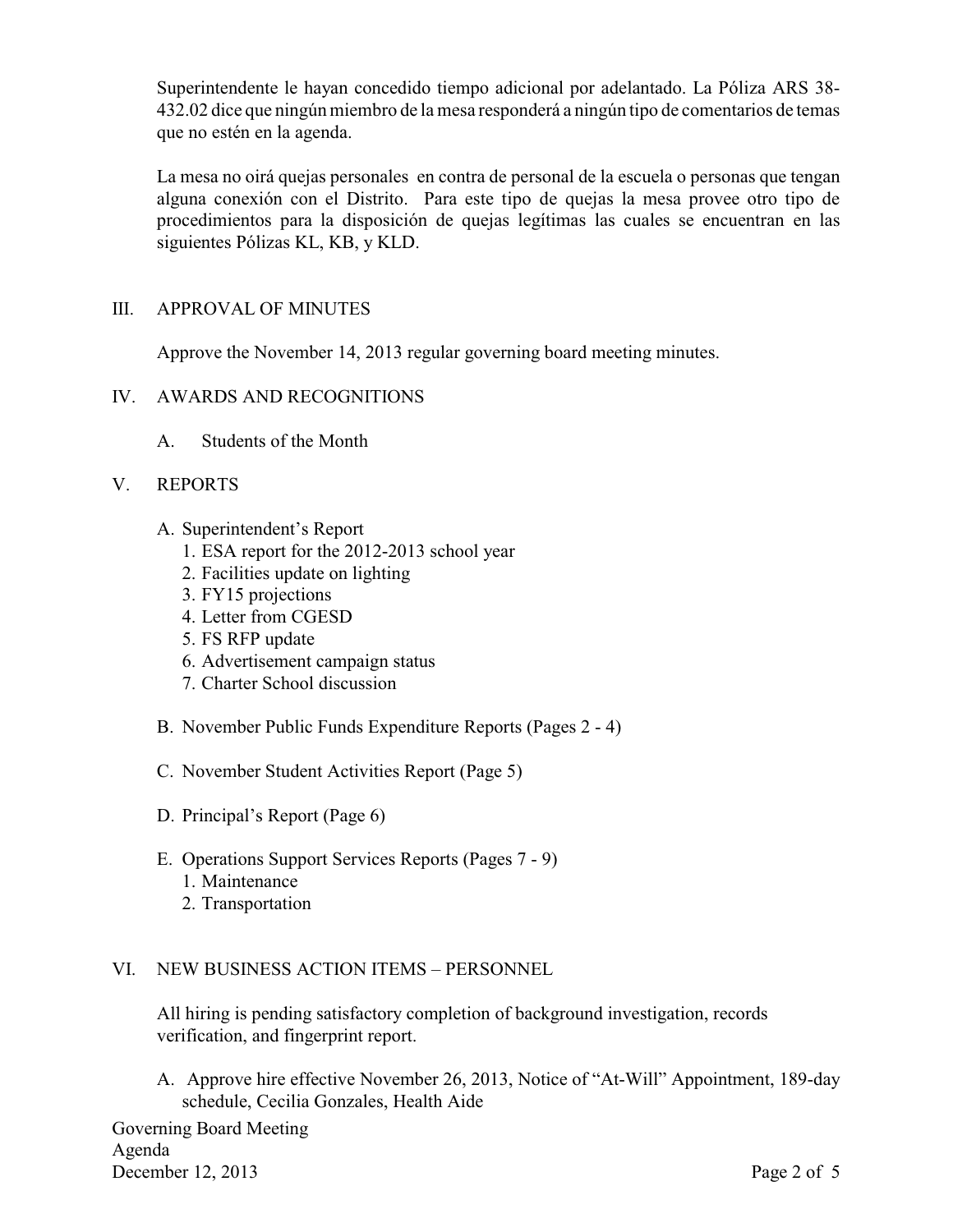Superintendente le hayan concedido tiempo adicional por adelantado. La Póliza ARS 38-432.02 dice que ningún miembro de la mesa responderá a ningún tipo de comentarios de temas que no estén en la agenda.

La mesa no oirá quejas personales en contra de personal de la escuela o personas que tengan alguna conexión con el Distrito. Para este tipo de quejas la mesa provee otro tipo de procedimientos para la disposición de quejas legítimas las cuales se encuentran en las siguientes Pólizas KL, KB, y KLD.

## III. APPROVAL OF MINUTES

Approve the November 14, 2013 regular governing board meeting minutes.

## IV. AWARDS AND RECOGNITIONS

A. Students of the Month

## V. REPORTS

A. Superintendent's Report
   1. ESA report for the 2012-2013 school year
   2. Facilities update on lighting
   3. FY15 projections
   4. Letter from CGESD
   5. FS RFP update
   6. Advertisement campaign status
   7. Charter School discussion

B. November Public Funds Expenditure Reports (Pages 2 - 4)

C. November Student Activities Report (Page 5)

D. Principal's Report (Page 6)

E. Operations Support Services Reports (Pages 7 - 9)
   1. Maintenance
   2. Transportation

## VI. NEW BUSINESS ACTION ITEMS – PERSONNEL

All hiring is pending satisfactory completion of background investigation, records verification, and fingerprint report.

A. Approve hire effective November 26, 2013, Notice of "At-Will" Appointment, 189-day schedule, Cecilia Gonzales, Health Aide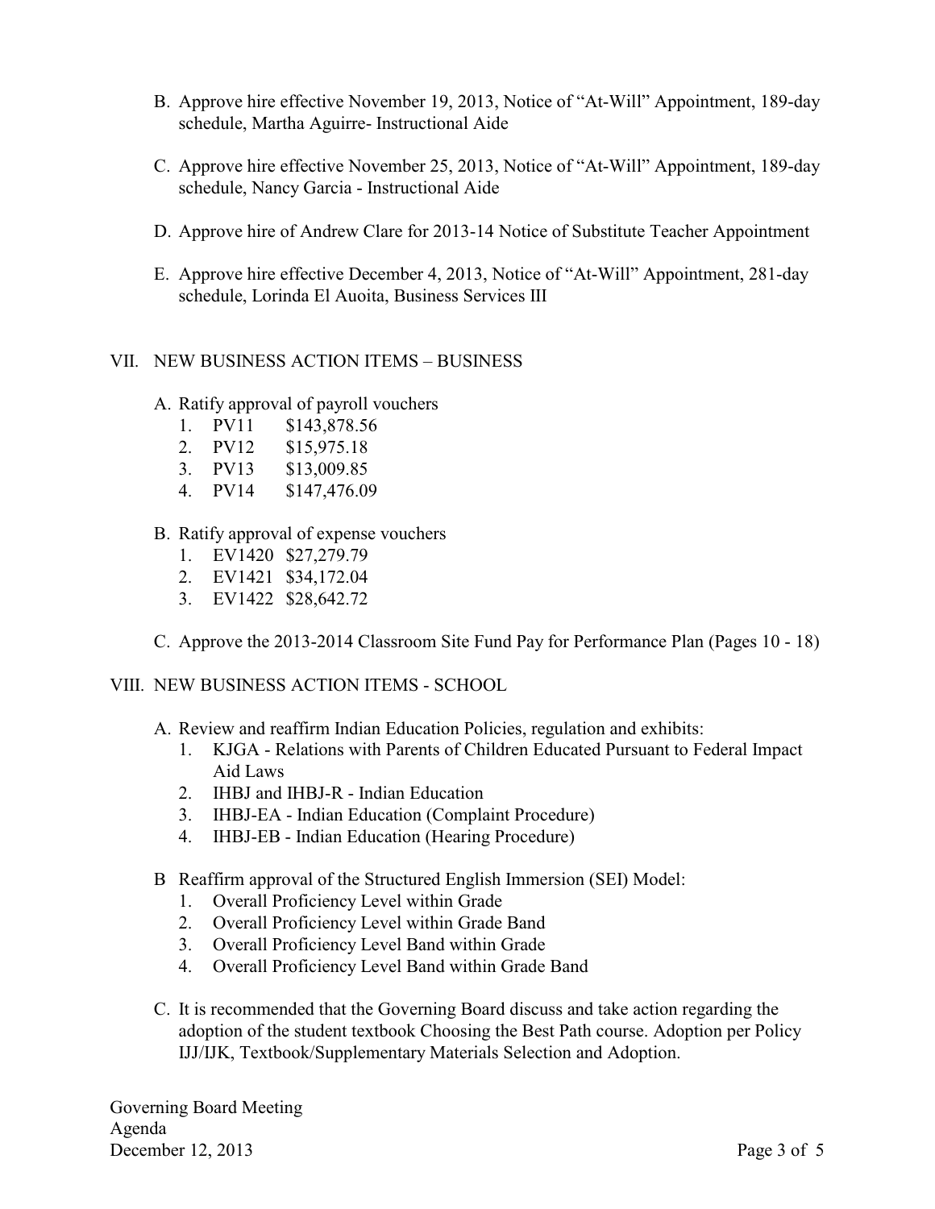B. Approve hire effective November 19, 2013, Notice of "At-Will" Appointment, 189-day schedule, Martha Aguirre- Instructional Aide

C. Approve hire effective November 25, 2013, Notice of "At-Will" Appointment, 189-day schedule, Nancy Garcia - Instructional Aide

D. Approve hire of Andrew Clare for 2013-14 Notice of Substitute Teacher Appointment

E. Approve hire effective December 4, 2013, Notice of "At-Will" Appointment, 281-day schedule, Lorinda El Auoita, Business Services III

## VII. NEW BUSINESS ACTION ITEMS – BUSINESS

A. Ratify approval of payroll vouchers
   1. PV11 $143,878.56
   2. PV12 $15,975.18
   3. PV13 $13,009.85
   4. PV14 $147,476.09

B. Ratify approval of expense vouchers
   1. EV1420 $27,279.79
   2. EV1421 $34,172.04
   3. EV1422 $28,642.72

C. Approve the 2013-2014 Classroom Site Fund Pay for Performance Plan (Pages 10 - 18)

## VIII. NEW BUSINESS ACTION ITEMS - SCHOOL

A. Review and reaffirm Indian Education Policies, regulation and exhibits:
   1. KJGA - Relations with Parents of Children Educated Pursuant to Federal Impact Aid Laws
   2. IHBJ and IHBJ-R - Indian Education
   3. IHBJ-EA - Indian Education (Complaint Procedure)
   4. IHBJ-EB - Indian Education (Hearing Procedure)

B Reaffirm approval of the Structured English Immersion (SEI) Model:
   1. Overall Proficiency Level within Grade
   2. Overall Proficiency Level within Grade Band
   3. Overall Proficiency Level Band within Grade
   4. Overall Proficiency Level Band within Grade Band

C. It is recommended that the Governing Board discuss and take action regarding the adoption of the student textbook Choosing the Best Path course. Adoption per Policy IJJ/IJK, Textbook/Supplementary Materials Selection and Adoption.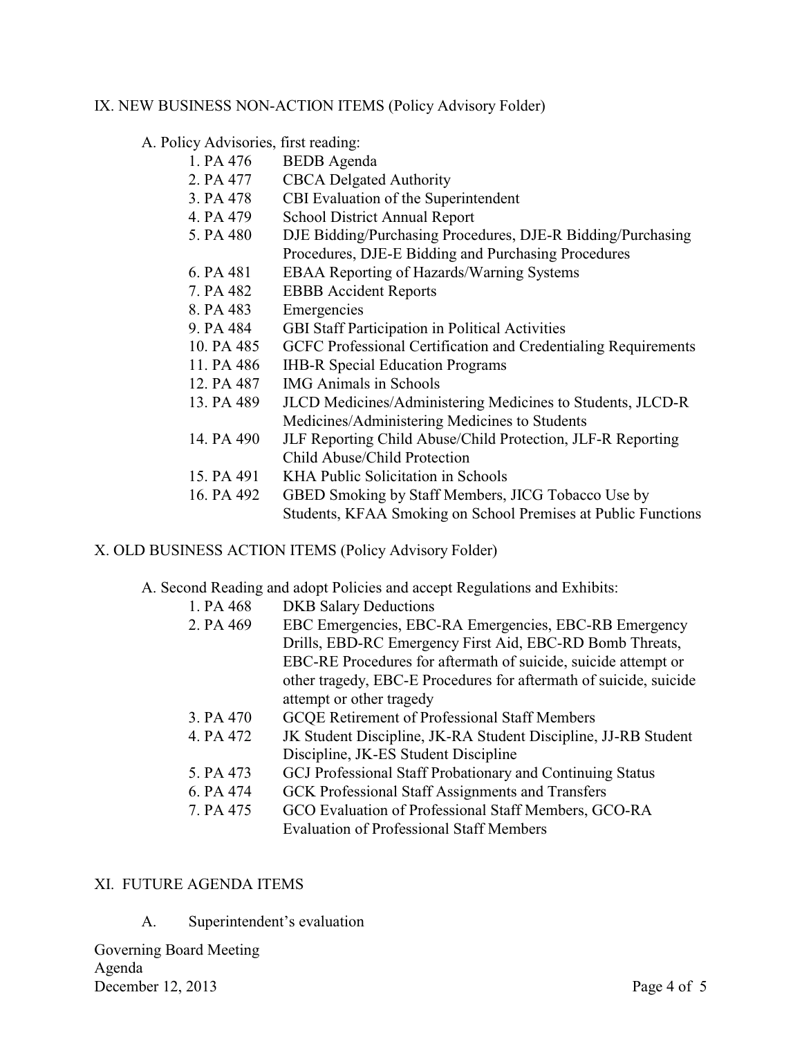## IX. NEW BUSINESS NON-ACTION ITEMS (Policy Advisory Folder)

A. Policy Advisories, first reading:

1. PA 476 BEDB Agenda
2. PA 477 CBCA Delgated Authority
3. PA 478 CBI Evaluation of the Superintendent
4. PA 479 School District Annual Report
5. PA 480 DJE Bidding/Purchasing Procedures, DJE-R Bidding/Purchasing Procedures, DJE-E Bidding and Purchasing Procedures
6. PA 481 EBAA Reporting of Hazards/Warning Systems
7. PA 482 EBBB Accident Reports
8. PA 483 Emergencies
9. PA 484 GBI Staff Participation in Political Activities
10. PA 485 GCFC Professional Certification and Credentialing Requirements
11. PA 486 IHB-R Special Education Programs
12. PA 487 IMG Animals in Schools
13. PA 489 JLCD Medicines/Administering Medicines to Students, JLCD-R Medicines/Administering Medicines to Students
14. PA 490 JLF Reporting Child Abuse/Child Protection, JLF-R Reporting Child Abuse/Child Protection
15. PA 491 KHA Public Solicitation in Schools
16. PA 492 GBED Smoking by Staff Members, JICG Tobacco Use by Students, KFAA Smoking on School Premises at Public Functions

## X. OLD BUSINESS ACTION ITEMS (Policy Advisory Folder)

A. Second Reading and adopt Policies and accept Regulations and Exhibits:

1. PA 468 DKB Salary Deductions
2. PA 469 EBC Emergencies, EBC-RA Emergencies, EBC-RB Emergency Drills, EBD-RC Emergency First Aid, EBC-RD Bomb Threats, EBC-RE Procedures for aftermath of suicide, suicide attempt or other tragedy, EBC-E Procedures for aftermath of suicide, suicide attempt or other tragedy
3. PA 470 GCQE Retirement of Professional Staff Members
4. PA 472 JK Student Discipline, JK-RA Student Discipline, JJ-RB Student Discipline, JK-ES Student Discipline
5. PA 473 GCJ Professional Staff Probationary and Continuing Status
6. PA 474 GCK Professional Staff Assignments and Transfers
7. PA 475 GCO Evaluation of Professional Staff Members, GCO-RA Evaluation of Professional Staff Members

## XI. FUTURE AGENDA ITEMS

A. Superintendent's evaluation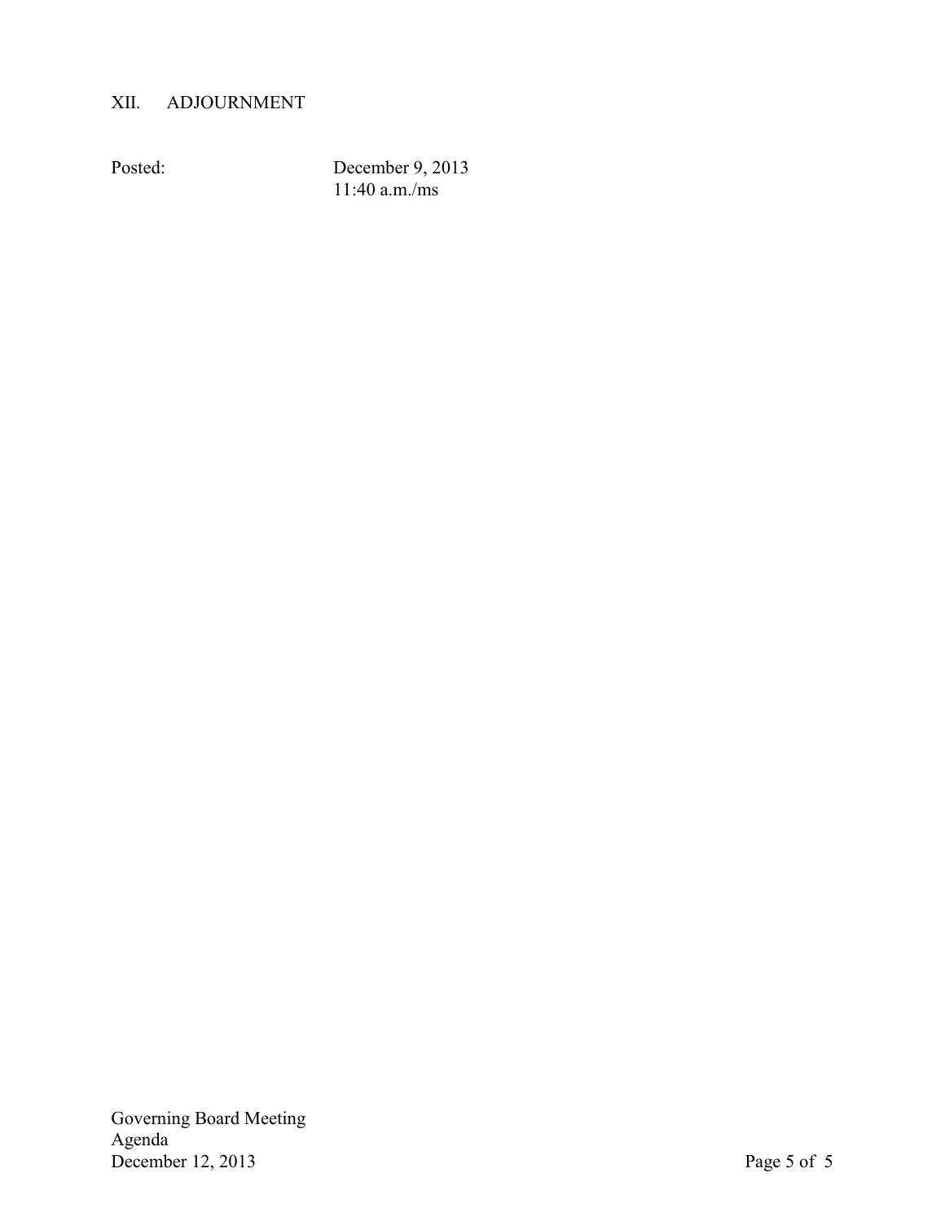## XII. ADJOURNMENT

Posted: December 9, 2013
11:40 a.m./ms